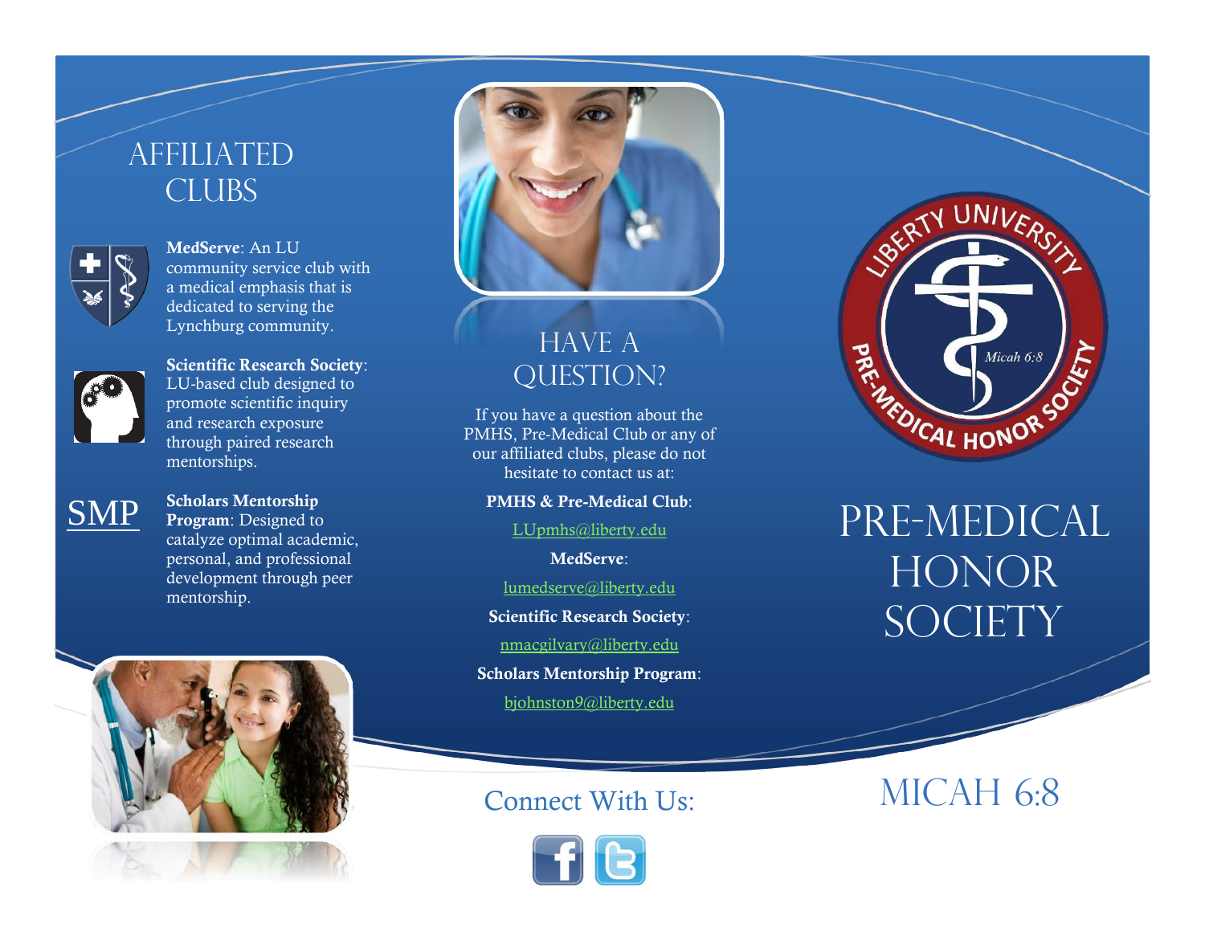# Affiliated Clubs

**MedServe**: An LU community service club with a medical emphasis that is dedicated to serving the Lynchburg community.

**Scientific Research Society**: LU-based club designed to promote scientific inquiry and research exposure through paired research mentorships.

SMP

**Scholars Mentorship Program**: Designed to catalyze optimal academic, personal, and professional development through peer mentorship.

# Have a Question?

If you have a question about the PMHS, Pre-Medical Club or any of our affiliated clubs, please do not hesitate to contact us at:

**PMHS & Pre-Medical Club**:

LUpmhs@liberty.edu

**MedServe**:

lumedserve@liberty.edu

**Scientific Research Society**:

nmacgilvary@liberty.edu

**Scholars Mentorship Program**:

bjohnston9@liberty.edu

Connect With Us:

Liberty University Pre-Medical Honor Society

Micah 6:8

# Pre-Medical Honor Society

## Micah 6:8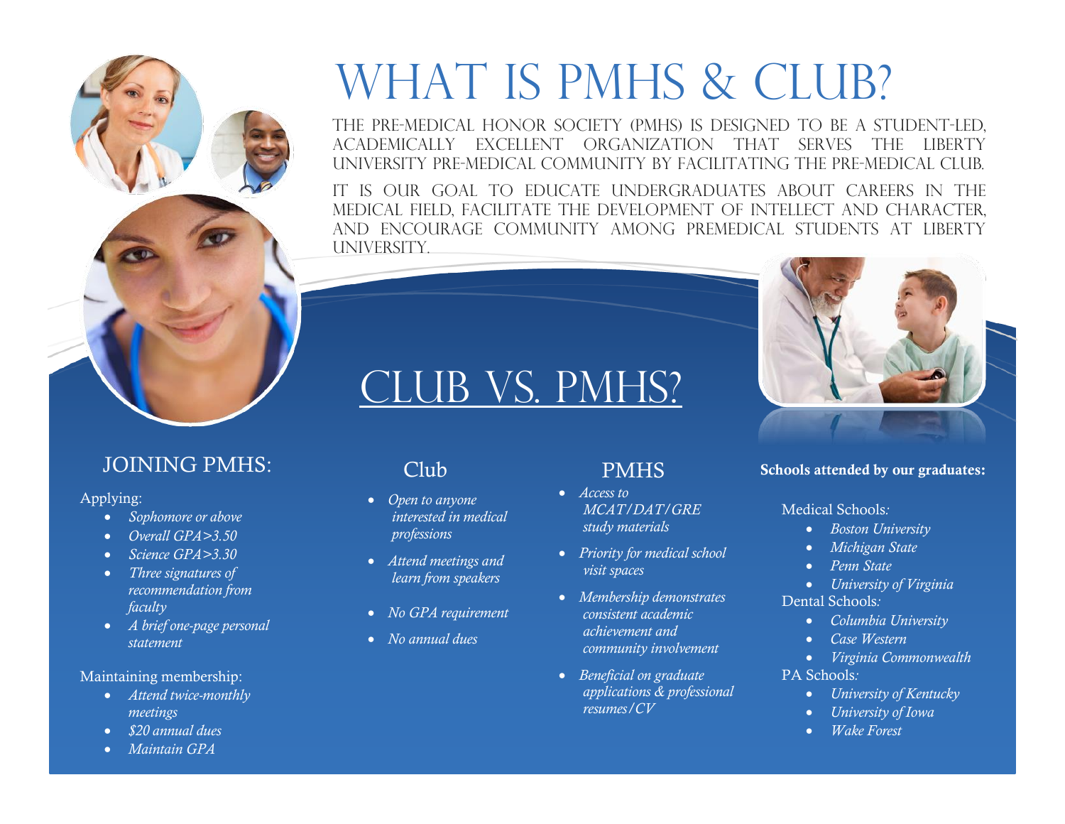# WHAT IS PMHS & CLUB?

THE PRE-MEDICAL HONOR SOCIETY (PMHS) IS DESIGNED TO BE A STUDENT-LED, ACADEMICALLY EXCELLENT ORGANIZATION THAT SERVES THE LIBERTY UNIVERSITY PRE-MEDICAL COMMUNITY BY FACILITATING THE PRE-MEDICAL CLUB.

IT IS OUR GOAL TO EDUCATE UNDERGRADUATES ABOUT CAREERS IN THE MEDICAL FIELD, FACILITATE THE DEVELOPMENT OF INTELLECT AND CHARACTER, AND ENCOURAGE COMMUNITY AMONG PREMEDICAL STUDENTS AT LIBERTY UNIVERSITY.

## JOINING PMHS:

Applying:

- *Sophomore or above*
- *Overall GPA>3.50*
- *Science GPA>3.30*
- *Three signatures of recommendation from faculty*
- *A brief one-page personal statement*

Maintaining membership:

- *Attend twice-monthly meetings*
- *$20 annual dues*
- *Maintain GPA*

## CLUB VS. PMHS?

### Club

- *Open to anyone interested in medical professions*
- *Attend meetings and learn from speakers*
- *No GPA requirement*
- *No annual dues*

### PMHS

- *Access to MCAT/DAT/GRE study materials*
- *Priority for medical school visit spaces*
- *Membership demonstrates consistent academic achievement and community involvement*
- *Beneficial on graduate applications & professional resumes/CV*

**Schools attended by our graduates:**

Medical Schools:

- *Boston University*
- *Michigan State*
- *Penn State*
- *University of Virginia*

Dental Schools:

- *Columbia University*
- *Case Western*
- *Virginia Commonwealth*

PA Schools:

- *University of Kentucky*
- *University of Iowa*
- *Wake Forest*